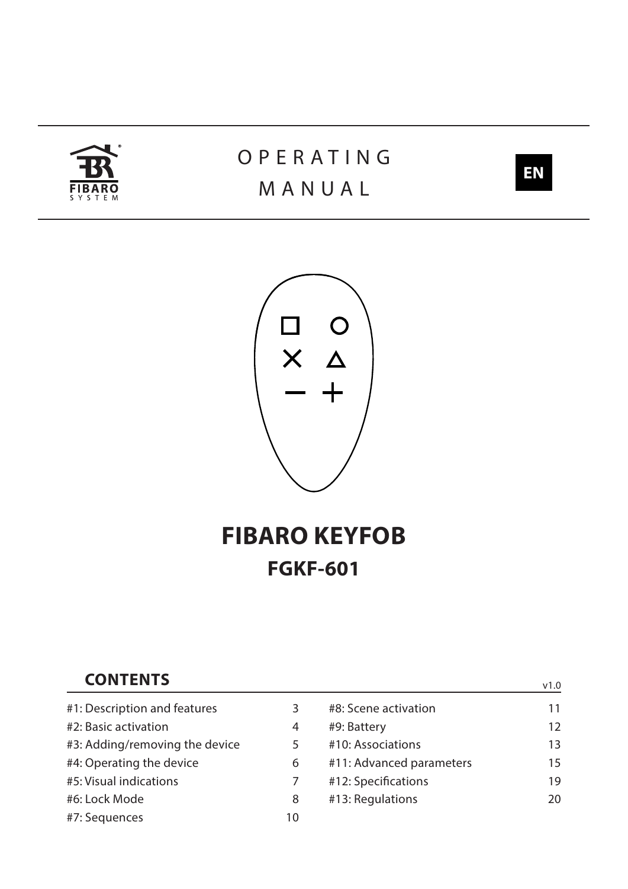OPERATING MANUAL

EN

# FIBARO KEYFOB

## FGKF-601

## CONTENTS

v1.0

| | | | |
|---|---|---|---|
| #1: Description and features | 3 | #8: Scene activation | 11 |
| #2: Basic activation | 4 | #9: Battery | 12 |
| #3: Adding/removing the device | 5 | #10: Associations | 13 |
| #4: Operating the device | 6 | #11: Advanced parameters | 15 |
| #5: Visual indications | 7 | #12: Specifications | 19 |
| #6: Lock Mode | 8 | #13: Regulations | 20 |
| #7: Sequences | 10 | | |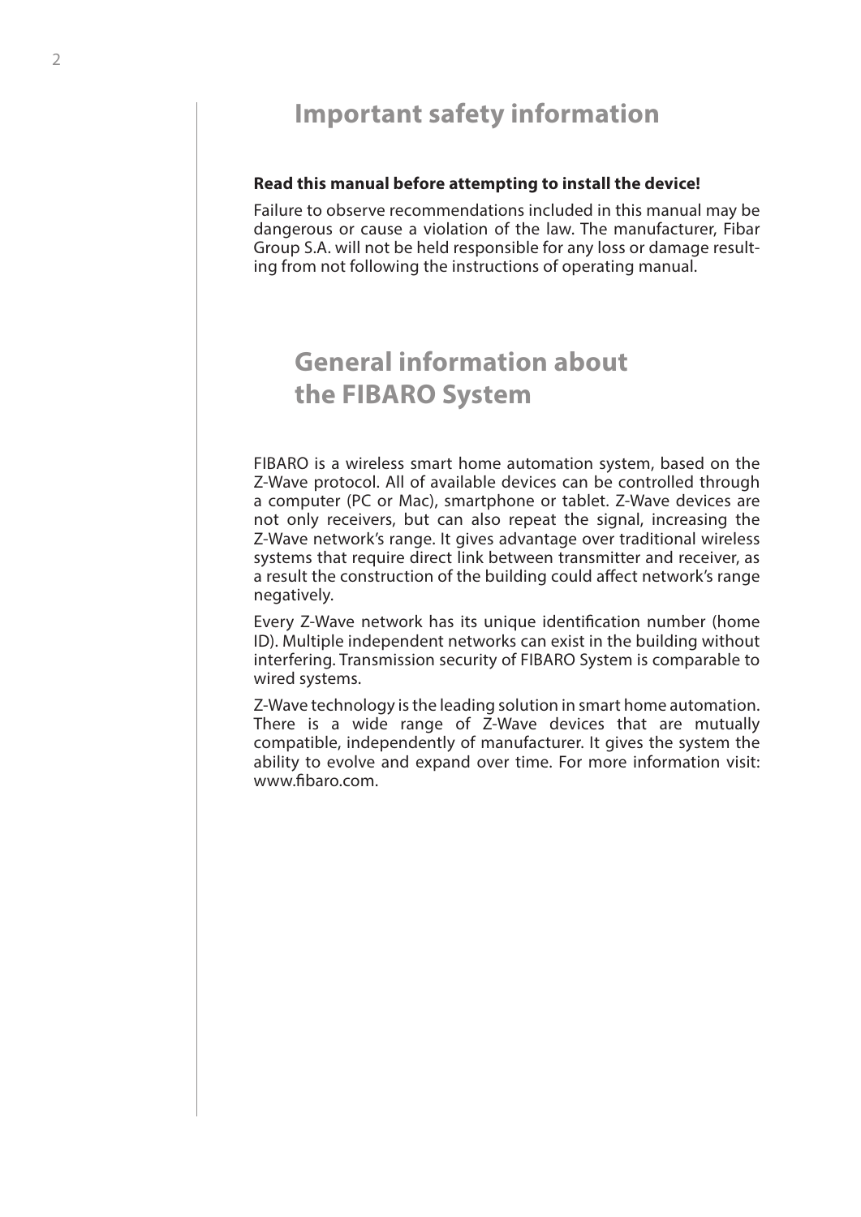# Important safety information

**Read this manual before attempting to install the device!**

Failure to observe recommendations included in this manual may be dangerous or cause a violation of the law. The manufacturer, Fibar Group S.A. will not be held responsible for any loss or damage resulting from not following the instructions of operating manual.

# General information about the FIBARO System

FIBARO is a wireless smart home automation system, based on the Z-Wave protocol. All of available devices can be controlled through a computer (PC or Mac), smartphone or tablet. Z-Wave devices are not only receivers, but can also repeat the signal, increasing the Z-Wave network's range. It gives advantage over traditional wireless systems that require direct link between transmitter and receiver, as a result the construction of the building could affect network's range negatively.

Every Z-Wave network has its unique identification number (home ID). Multiple independent networks can exist in the building without interfering. Transmission security of FIBARO System is comparable to wired systems.

Z-Wave technology is the leading solution in smart home automation. There is a wide range of Z-Wave devices that are mutually compatible, independently of manufacturer. It gives the system the ability to evolve and expand over time. For more information visit: www.fibaro.com.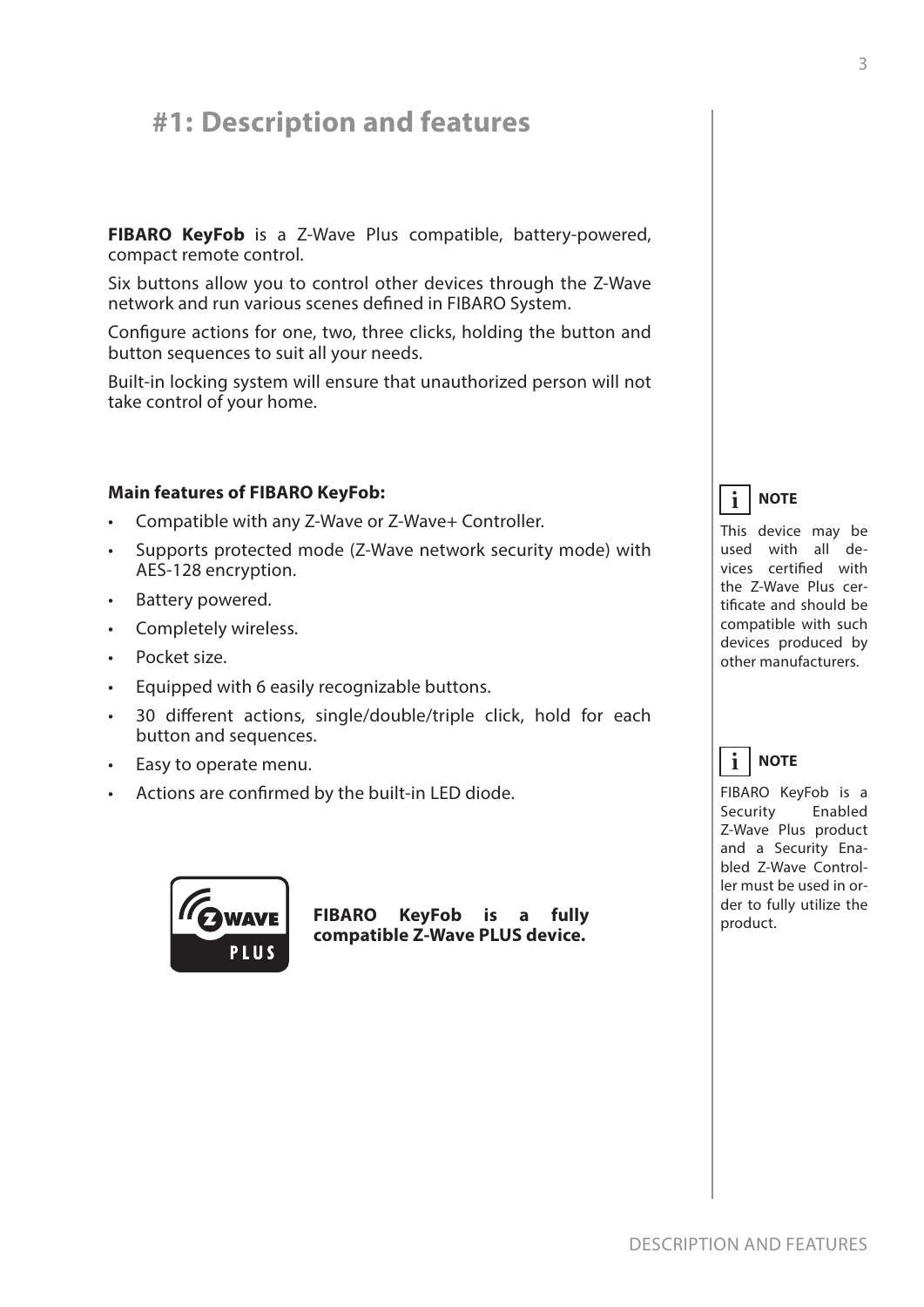# #1: Description and features

**FIBARO KeyFob** is a Z-Wave Plus compatible, battery-powered, compact remote control.

Six buttons allow you to control other devices through the Z-Wave network and run various scenes defined in FIBARO System.

Configure actions for one, two, three clicks, holding the button and button sequences to suit all your needs.

Built-in locking system will ensure that unauthorized person will not take control of your home.

**Main features of FIBARO KeyFob:**

- Compatible with any Z-Wave or Z-Wave+ Controller.
- Supports protected mode (Z-Wave network security mode) with AES-128 encryption.
- Battery powered.
- Completely wireless.
- Pocket size.
- Equipped with 6 easily recognizable buttons.
- 30 different actions, single/double/triple click, hold for each button and sequences.
- Easy to operate menu.
- Actions are confirmed by the built-in LED diode.

**FIBARO KeyFob is a fully compatible Z-Wave PLUS device.**

**NOTE**

This device may be used with all devices certified with the Z-Wave Plus certificate and should be compatible with such devices produced by other manufacturers.

**NOTE**

FIBARO KeyFob is a Security Enabled Z-Wave Plus product and a Security Enabled Z-Wave Controller must be used in order to fully utilize the product.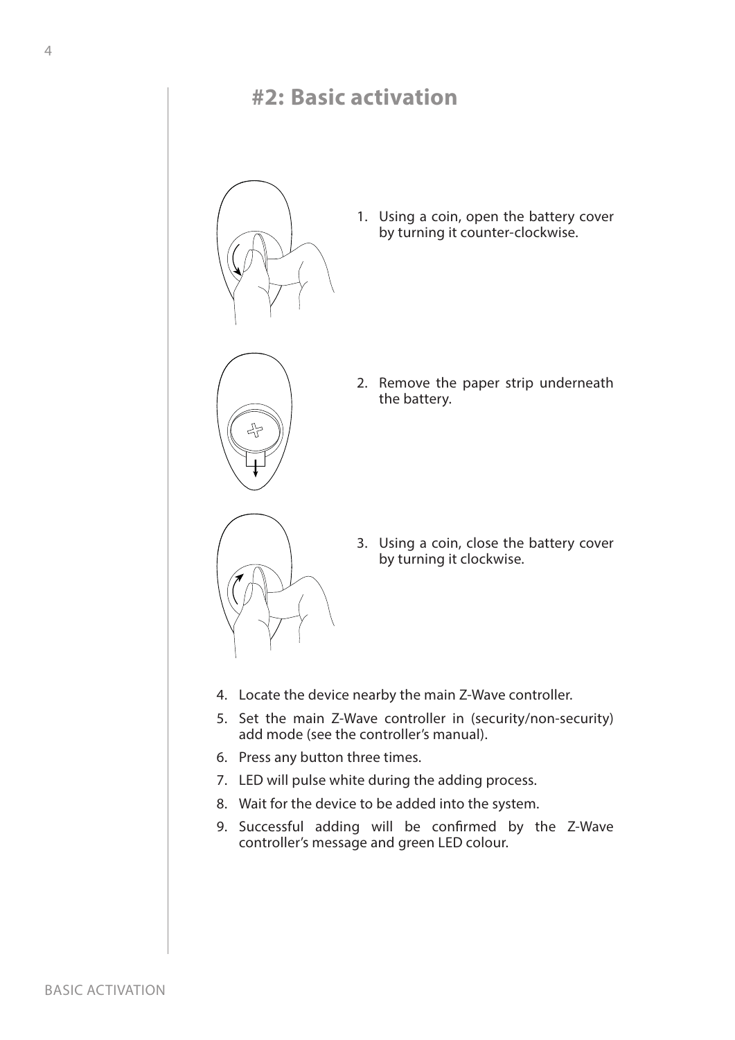# #2: Basic activation

1. Using a coin, open the battery cover by turning it counter-clockwise.
2. Remove the paper strip underneath the battery.
3. Using a coin, close the battery cover by turning it clockwise.
4. Locate the device nearby the main Z-Wave controller.
5. Set the main Z-Wave controller in (security/non-security) add mode (see the controller's manual).
6. Press any button three times.
7. LED will pulse white during the adding process.
8. Wait for the device to be added into the system.
9. Successful adding will be confirmed by the Z-Wave controller's message and green LED colour.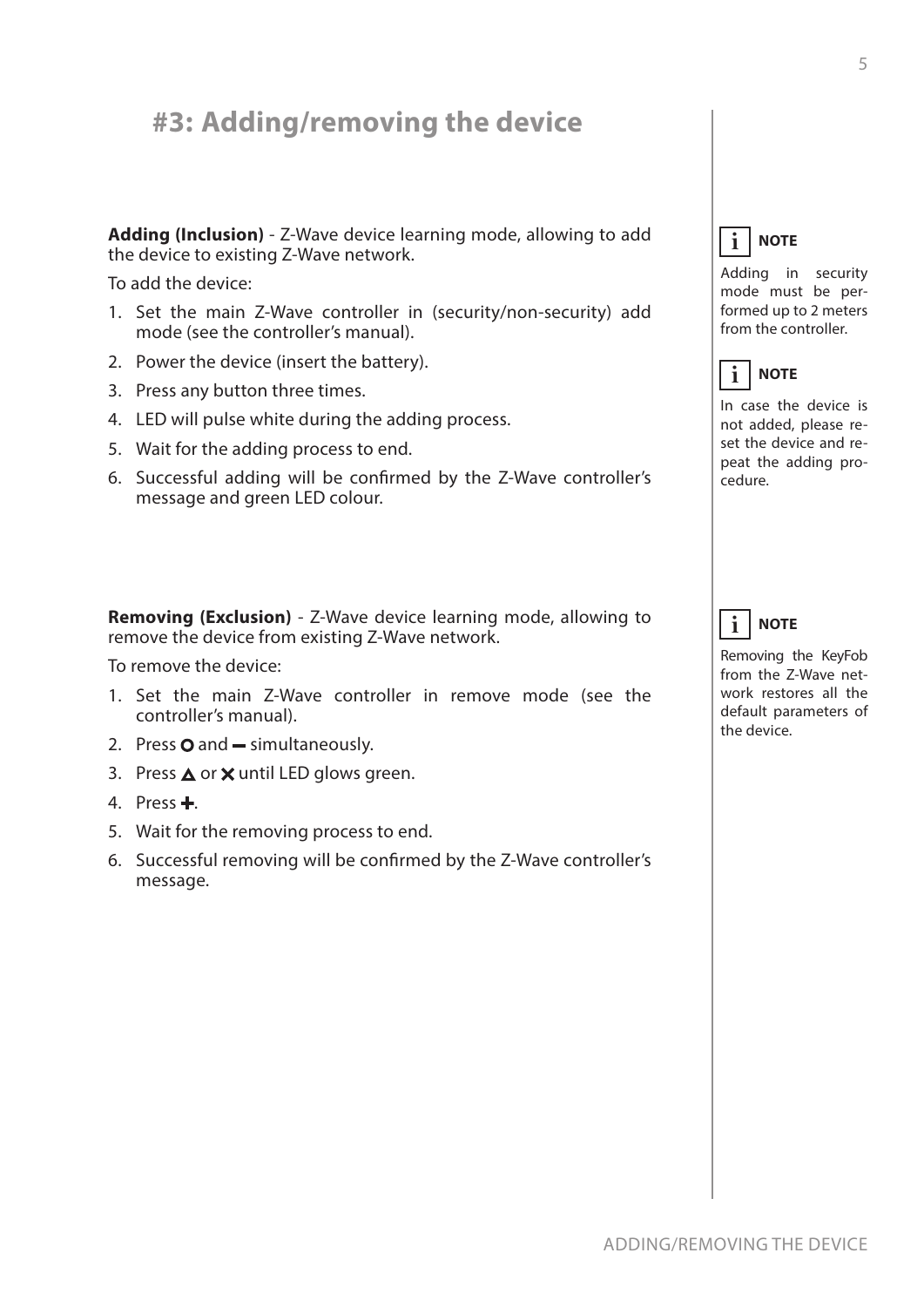# #3: Adding/removing the device

**Adding (Inclusion)** - Z-Wave device learning mode, allowing to add the device to existing Z-Wave network.

To add the device:

1. Set the main Z-Wave controller in (security/non-security) add mode (see the controller's manual).
2. Power the device (insert the battery).
3. Press any button three times.
4. LED will pulse white during the adding process.
5. Wait for the adding process to end.
6. Successful adding will be confirmed by the Z-Wave controller's message and green LED colour.

> **NOTE**
>
> Adding in security mode must be performed up to 2 meters from the controller.

> **NOTE**
>
> In case the device is not added, please reset the device and repeat the adding procedure.

**Removing (Exclusion)** - Z-Wave device learning mode, allowing to remove the device from existing Z-Wave network.

To remove the device:

1. Set the main Z-Wave controller in remove mode (see the controller's manual).
2. Press ○ and ▬ simultaneously.
3. Press △ or ✕ until LED glows green.
4. Press ✚.
5. Wait for the removing process to end.
6. Successful removing will be confirmed by the Z-Wave controller's message.

> **NOTE**
>
> Removing the KeyFob from the Z-Wave network restores all the default parameters of the device.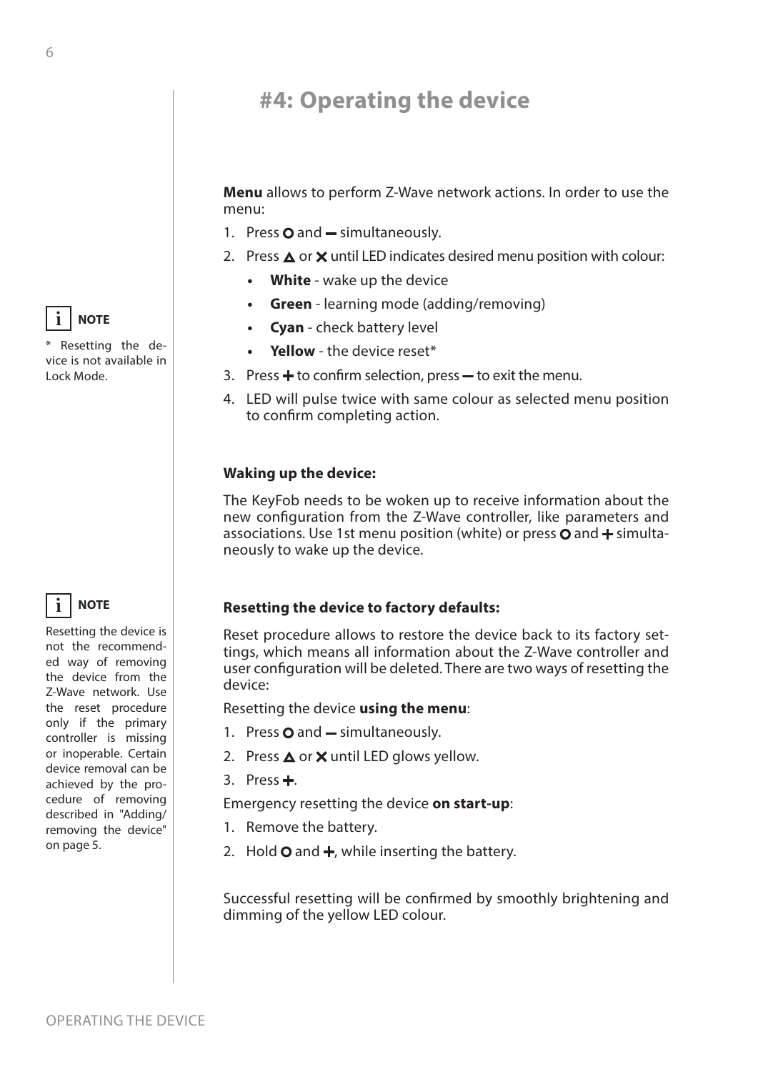# #4: Operating the device

**Menu** allows to perform Z-Wave network actions. In order to use the menu:

1. Press O and — simultaneously.
2. Press △ or ✕ until LED indicates desired menu position with colour:
    - **White** - wake up the device
    - **Green** - learning mode (adding/removing)
    - **Cyan** - check battery level
    - **Yellow** - the device reset*
3. Press + to confirm selection, press — to exit the menu.
4. LED will pulse twice with same colour as selected menu position to confirm completing action.

**NOTE**

* Resetting the device is not available in Lock Mode.

**Waking up the device:**

The KeyFob needs to be woken up to receive information about the new configuration from the Z-Wave controller, like parameters and associations. Use 1st menu position (white) or press O and + simultaneously to wake up the device.

**Resetting the device to factory defaults:**

Reset procedure allows to restore the device back to its factory settings, which means all information about the Z-Wave controller and user configuration will be deleted. There are two ways of resetting the device:

Resetting the device **using the menu**:

1. Press O and — simultaneously.
2. Press △ or ✕ until LED glows yellow.
3. Press +.

Emergency resetting the device **on start-up**:

1. Remove the battery.
2. Hold O and +, while inserting the battery.

Successful resetting will be confirmed by smoothly brightening and dimming of the yellow LED colour.

**NOTE**

Resetting the device is not the recommended way of removing the device from the Z-Wave network. Use the reset procedure only if the primary controller is missing or inoperable. Certain device removal can be achieved by the procedure of removing described in "Adding/removing the device" on page 5.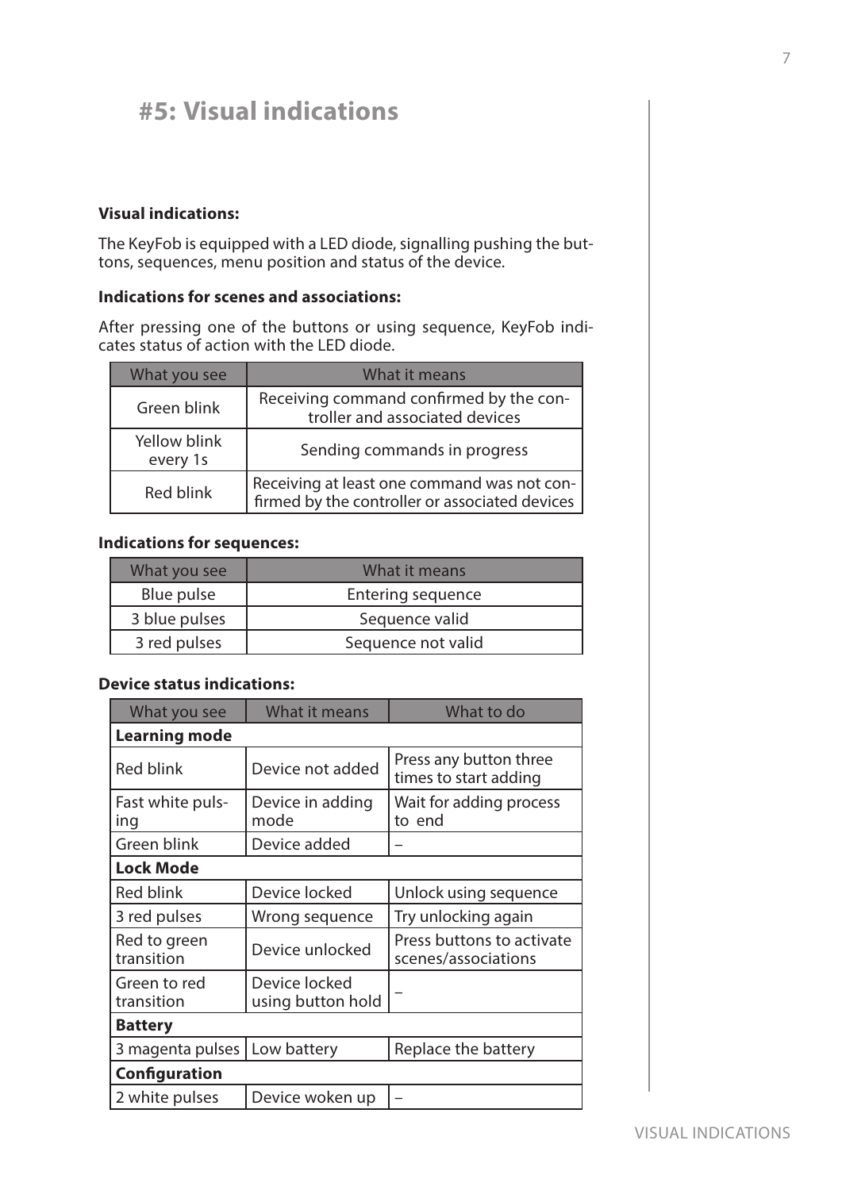# #5: Visual indications

**Visual indications:**

The KeyFob is equipped with a LED diode, signalling pushing the buttons, sequences, menu position and status of the device.

**Indications for scenes and associations:**

After pressing one of the buttons or using sequence, KeyFob indicates status of action with the LED diode.

| What you see | What it means |
|---|---|
| Green blink | Receiving command confirmed by the controller and associated devices |
| Yellow blink every 1s | Sending commands in progress |
| Red blink | Receiving at least one command was not confirmed by the controller or associated devices |

**Indications for sequences:**

| What you see | What it means |
|---|---|
| Blue pulse | Entering sequence |
| 3 blue pulses | Sequence valid |
| 3 red pulses | Sequence not valid |

**Device status indications:**

| What you see | What it means | What to do |
|---|---|---|
| **Learning mode** | | |
| Red blink | Device not added | Press any button three times to start adding |
| Fast white pulsing | Device in adding mode | Wait for adding process to end |
| Green blink | Device added | – |
| **Lock Mode** | | |
| Red blink | Device locked | Unlock using sequence |
| 3 red pulses | Wrong sequence | Try unlocking again |
| Red to green transition | Device unlocked | Press buttons to activate scenes/associations |
| Green to red transition | Device locked using button hold | – |
| **Battery** | | |
| 3 magenta pulses | Low battery | Replace the battery |
| **Configuration** | | |
| 2 white pulses | Device woken up | – |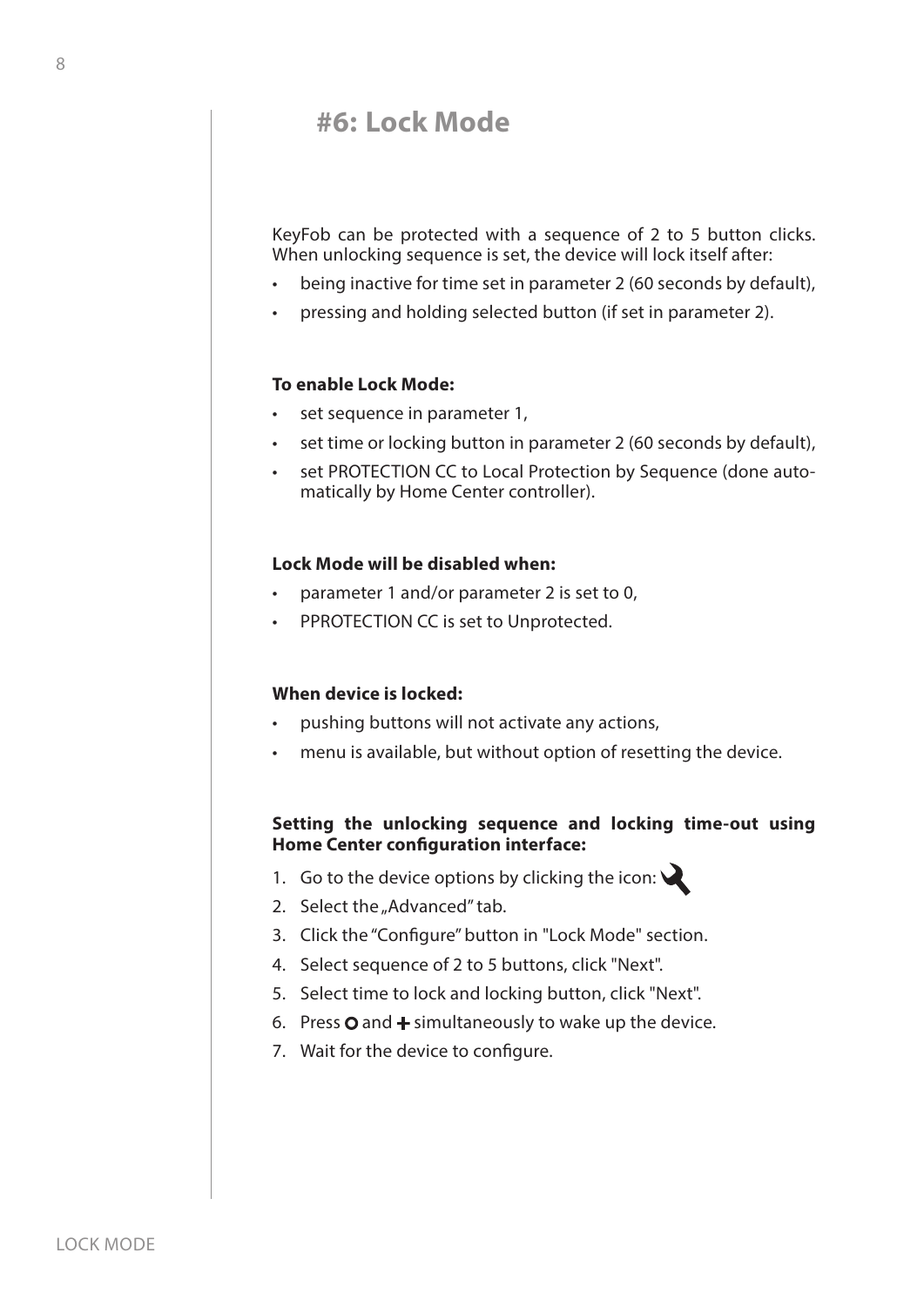# #6: Lock Mode

KeyFob can be protected with a sequence of 2 to 5 button clicks. When unlocking sequence is set, the device will lock itself after:

- being inactive for time set in parameter 2 (60 seconds by default),
- pressing and holding selected button (if set in parameter 2).

**To enable Lock Mode:**

- set sequence in parameter 1,
- set time or locking button in parameter 2 (60 seconds by default),
- set PROTECTION CC to Local Protection by Sequence (done automatically by Home Center controller).

**Lock Mode will be disabled when:**

- parameter 1 and/or parameter 2 is set to 0,
- PPROTECTION CC is set to Unprotected.

**When device is locked:**

- pushing buttons will not activate any actions,
- menu is available, but without option of resetting the device.

**Setting the unlocking sequence and locking time-out using Home Center configuration interface:**

1. Go to the device options by clicking the icon:
2. Select the „Advanced" tab.
3. Click the "Configure" button in "Lock Mode" section.
4. Select sequence of 2 to 5 buttons, click "Next".
5. Select time to lock and locking button, click "Next".
6. Press O and + simultaneously to wake up the device.
7. Wait for the device to configure.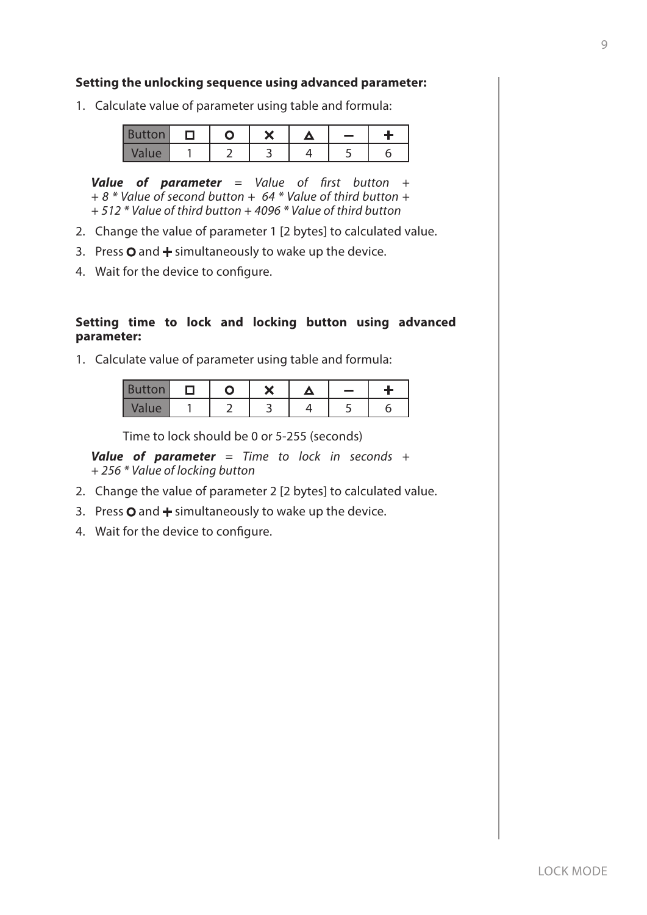**Setting the unlocking sequence using advanced parameter:**

1. Calculate value of parameter using table and formula:

| Button | □ | ○ | × | △ | − | + |
|---|---|---|---|---|---|---|
| Value | 1 | 2 | 3 | 4 | 5 | 6 |

   ***Value of parameter*** *= Value of first button + + 8 * Value of second button + 64 * Value of third button + + 512 * Value of third button + 4096 * Value of third button*

2. Change the value of parameter 1 [2 bytes] to calculated value.
3. Press ○ and + simultaneously to wake up the device.
4. Wait for the device to configure.

**Setting time to lock and locking button using advanced parameter:**

1. Calculate value of parameter using table and formula:

| Button | □ | ○ | × | △ | − | + |
|---|---|---|---|---|---|---|
| Value | 1 | 2 | 3 | 4 | 5 | 6 |

   Time to lock should be 0 or 5-255 (seconds)

   ***Value of parameter*** *= Time to lock in seconds + + 256 * Value of locking button*

2. Change the value of parameter 2 [2 bytes] to calculated value.
3. Press ○ and + simultaneously to wake up the device.
4. Wait for the device to configure.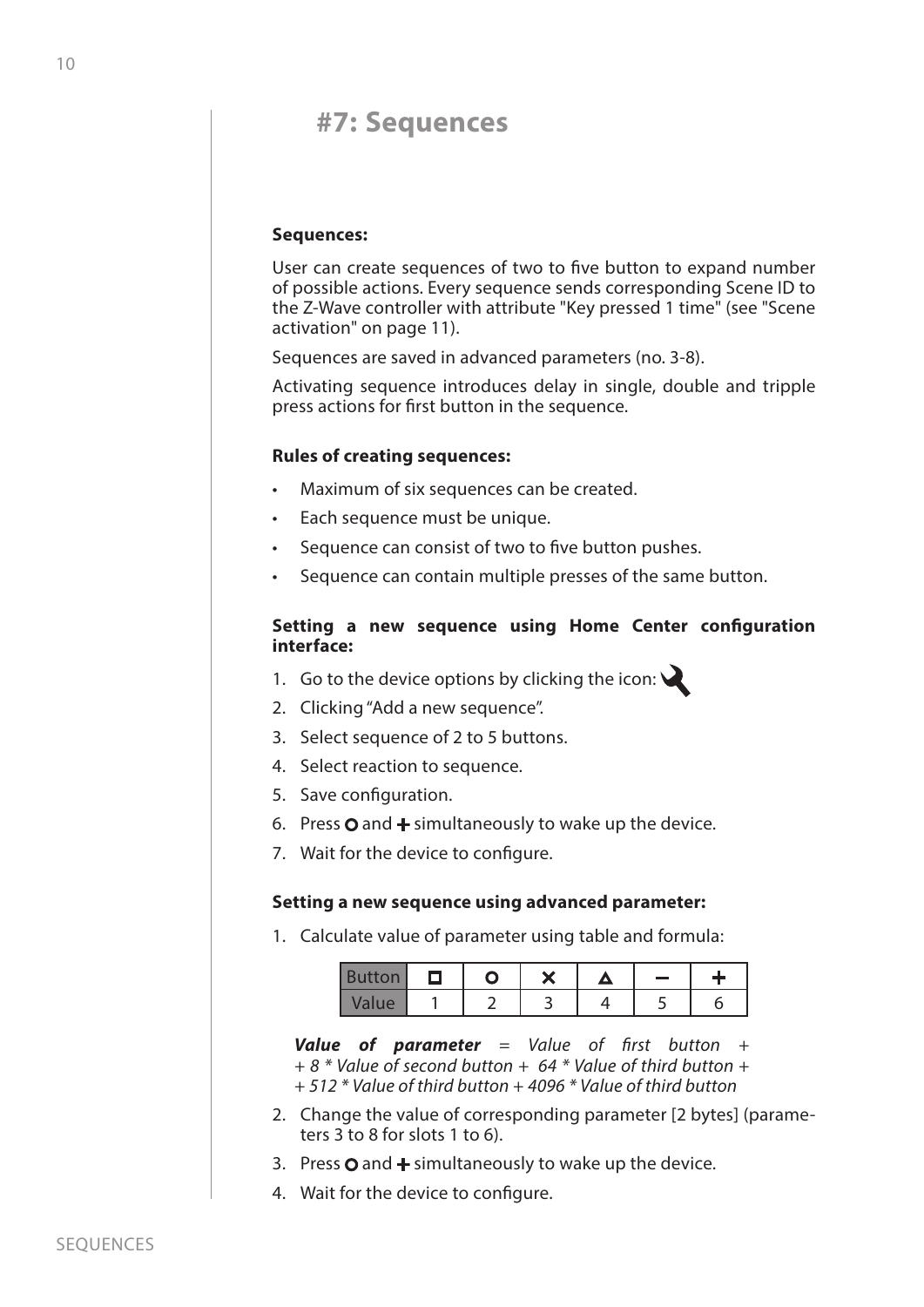# #7: Sequences

**Sequences:**

User can create sequences of two to five button to expand number of possible actions. Every sequence sends corresponding Scene ID to the Z-Wave controller with attribute "Key pressed 1 time" (see "Scene activation" on page 11).

Sequences are saved in advanced parameters (no. 3-8).

Activating sequence introduces delay in single, double and tripple press actions for first button in the sequence.

**Rules of creating sequences:**

- Maximum of six sequences can be created.
- Each sequence must be unique.
- Sequence can consist of two to five button pushes.
- Sequence can contain multiple presses of the same button.

**Setting a new sequence using Home Center configuration interface:**

1. Go to the device options by clicking the icon: 🔧
2. Clicking "Add a new sequence".
3. Select sequence of 2 to 5 buttons.
4. Select reaction to sequence.
5. Save configuration.
6. Press ○ and + simultaneously to wake up the device.
7. Wait for the device to configure.

**Setting a new sequence using advanced parameter:**

1. Calculate value of parameter using table and formula:

| Button | □ | ○ | × | △ | − | + |
|---|---|---|---|---|---|---|
| Value | 1 | 2 | 3 | 4 | 5 | 6 |

***Value of parameter*** *= Value of first button +*
*+ 8 * Value of second button + 64 * Value of third button +*
*+ 512 * Value of third button + 4096 * Value of third button*

2. Change the value of corresponding parameter [2 bytes] (parameters 3 to 8 for slots 1 to 6).
3. Press ○ and + simultaneously to wake up the device.
4. Wait for the device to configure.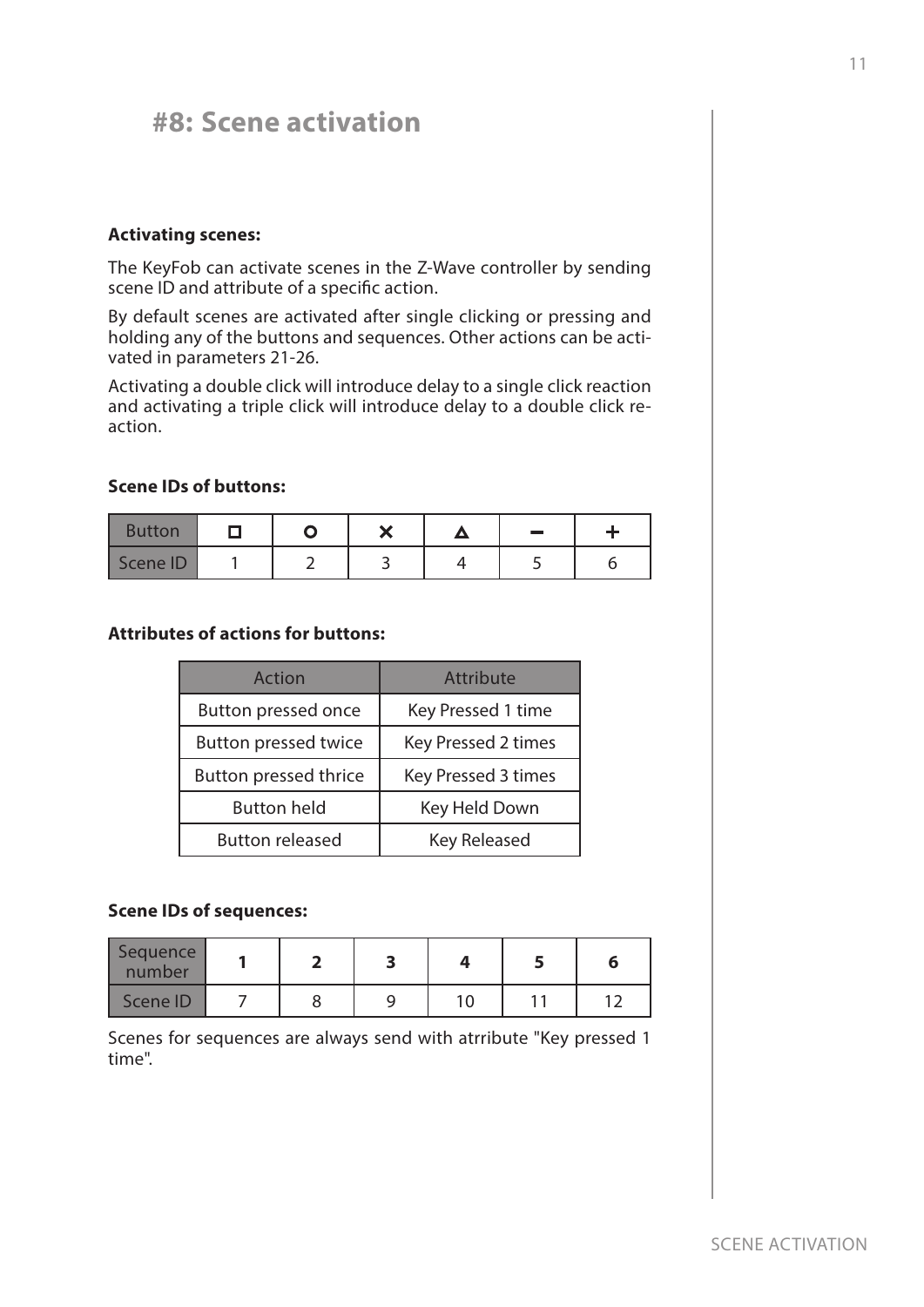# #8: Scene activation

**Activating scenes:**

The KeyFob can activate scenes in the Z-Wave controller by sending scene ID and attribute of a specific action.

By default scenes are activated after single clicking or pressing and holding any of the buttons and sequences. Other actions can be activated in parameters 21-26.

Activating a double click will introduce delay to a single click reaction and activating a triple click will introduce delay to a double click reaction.

**Scene IDs of buttons:**

| Button | □ | ○ | ✕ | △ | − | + |
|---|---|---|---|---|---|---|
| Scene ID | 1 | 2 | 3 | 4 | 5 | 6 |

**Attributes of actions for buttons:**

| Action | Attribute |
|---|---|
| Button pressed once | Key Pressed 1 time |
| Button pressed twice | Key Pressed 2 times |
| Button pressed thrice | Key Pressed 3 times |
| Button held | Key Held Down |
| Button released | Key Released |

**Scene IDs of sequences:**

| Sequence number | **1** | **2** | **3** | **4** | **5** | **6** |
|---|---|---|---|---|---|---|
| Scene ID | 7 | 8 | 9 | 10 | 11 | 12 |

Scenes for sequences are always send with atrribute "Key pressed 1 time".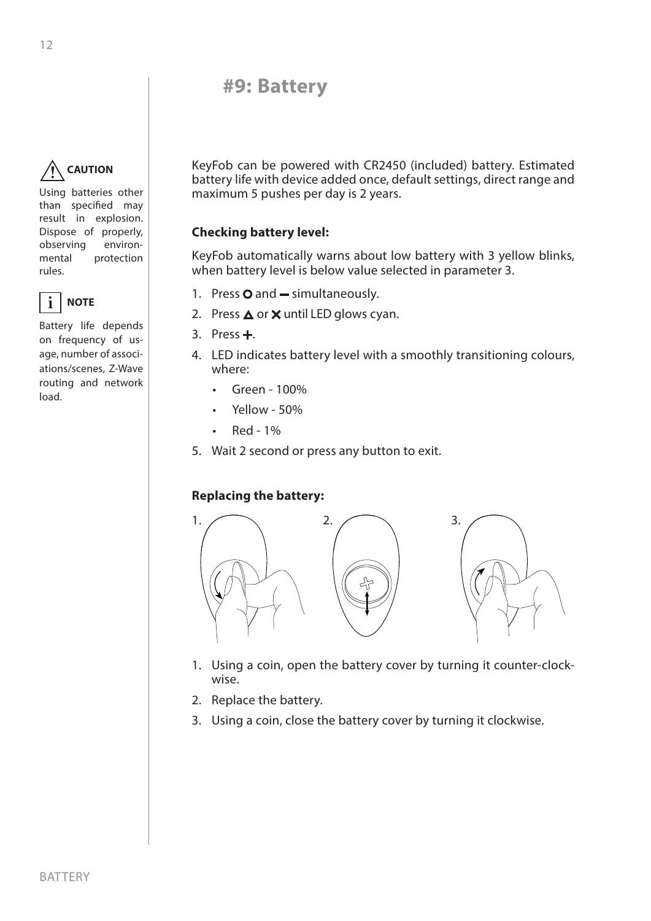# #9: Battery

**CAUTION**

Using batteries other than specified may result in explosion. Dispose of properly, observing environmental protection rules.

**NOTE**

Battery life depends on frequency of usage, number of associations/scenes, Z-Wave routing and network load.

KeyFob can be powered with CR2450 (included) battery. Estimated battery life with device added once, default settings, direct range and maximum 5 pushes per day is 2 years.

### Checking battery level:

KeyFob automatically warns about low battery with 3 yellow blinks, when battery level is below value selected in parameter 3.

1. Press ○ and ▬ simultaneously.
2. Press △ or ✕ until LED glows cyan.
3. Press +.
4. LED indicates battery level with a smoothly transitioning colours, where:
   - Green - 100%
   - Yellow - 50%
   - Red - 1%
5. Wait 2 second or press any button to exit.

### Replacing the battery:

1. Using a coin, open the battery cover by turning it counter-clockwise.
2. Replace the battery.
3. Using a coin, close the battery cover by turning it clockwise.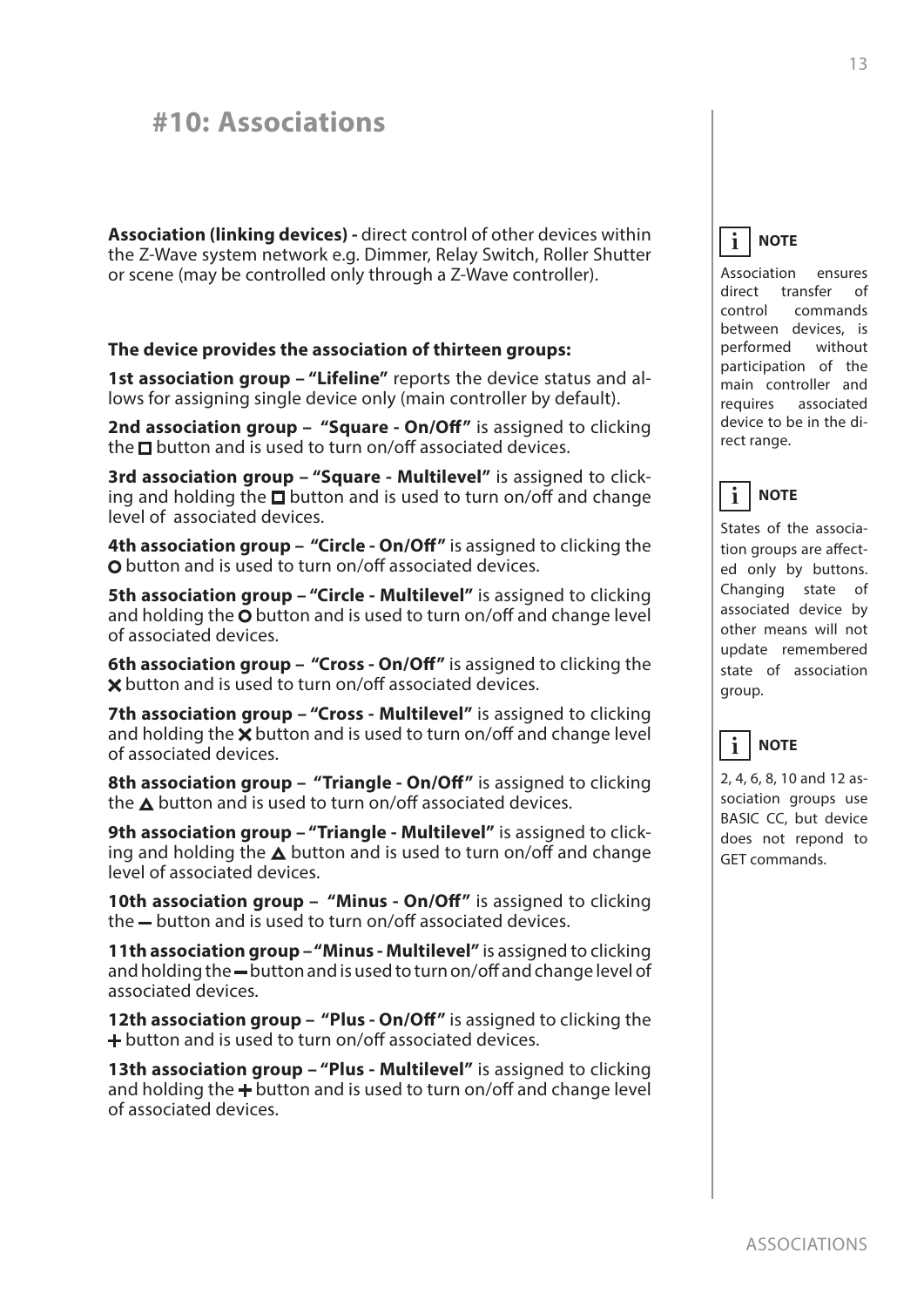# #10: Associations

**Association (linking devices) -** direct control of other devices within the Z-Wave system network e.g. Dimmer, Relay Switch, Roller Shutter or scene (may be controlled only through a Z-Wave controller).

**The device provides the association of thirteen groups:**

**1st association group – "Lifeline"** reports the device status and allows for assigning single device only (main controller by default).

**2nd association group – "Square - On/Off"** is assigned to clicking the ◻ button and is used to turn on/off associated devices.

**3rd association group – "Square - Multilevel"** is assigned to clicking and holding the ◻ button and is used to turn on/off and change level of associated devices.

**4th association group – "Circle - On/Off"** is assigned to clicking the ○ button and is used to turn on/off associated devices.

**5th association group – "Circle - Multilevel"** is assigned to clicking and holding the ○ button and is used to turn on/off and change level of associated devices.

**6th association group – "Cross - On/Off"** is assigned to clicking the ✕ button and is used to turn on/off associated devices.

**7th association group – "Cross - Multilevel"** is assigned to clicking and holding the ✕ button and is used to turn on/off and change level of associated devices.

**8th association group – "Triangle - On/Off"** is assigned to clicking the △ button and is used to turn on/off associated devices.

**9th association group – "Triangle - Multilevel"** is assigned to clicking and holding the △ button and is used to turn on/off and change level of associated devices.

**10th association group – "Minus - On/Off"** is assigned to clicking the − button and is used to turn on/off associated devices.

**11th association group – "Minus - Multilevel"** is assigned to clicking and holding the − button and is used to turn on/off and change level of associated devices.

**12th association group – "Plus - On/Off"** is assigned to clicking the + button and is used to turn on/off associated devices.

**13th association group – "Plus - Multilevel"** is assigned to clicking and holding the + button and is used to turn on/off and change level of associated devices.

**NOTE**

Association ensures direct transfer of control commands between devices, is performed without participation of the main controller and requires associated device to be in the direct range.

**NOTE**

States of the association groups are affected only by buttons. Changing state of associated device by other means will not update remembered state of association group.

**NOTE**

2, 4, 6, 8, 10 and 12 association groups use BASIC CC, but device does not repond to GET commands.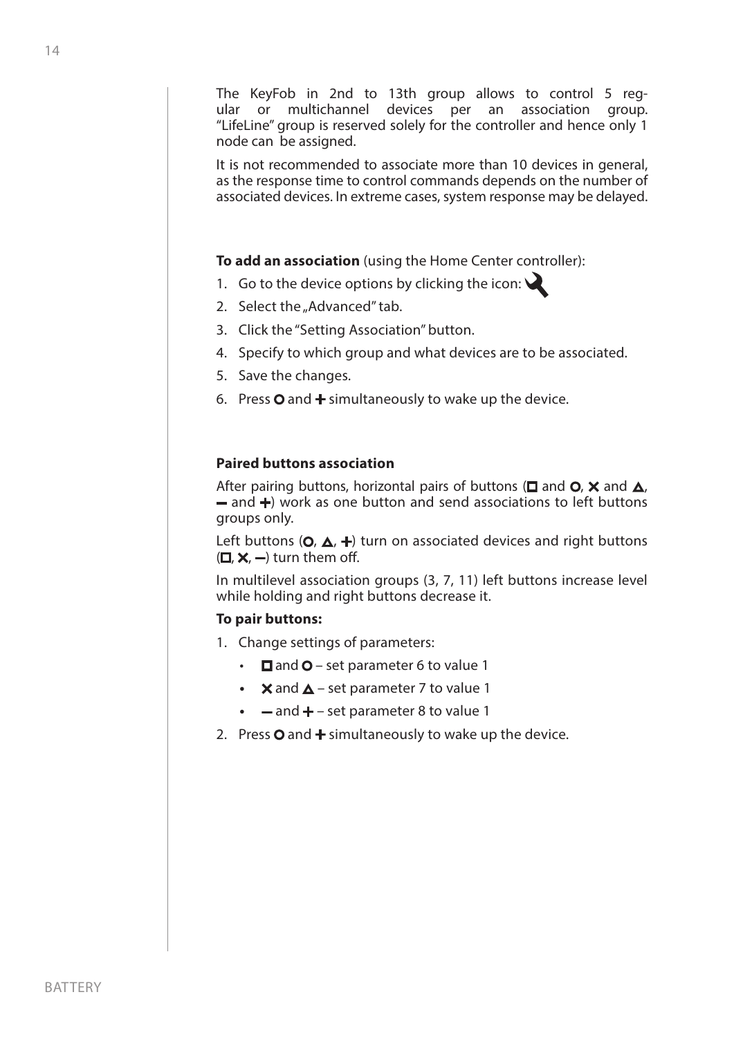The KeyFob in 2nd to 13th group allows to control 5 regular or multichannel devices per an association group. "LifeLine" group is reserved solely for the controller and hence only 1 node can be assigned.

It is not recommended to associate more than 10 devices in general, as the response time to control commands depends on the number of associated devices. In extreme cases, system response may be delayed.

**To add an association** (using the Home Center controller):

1. Go to the device options by clicking the icon: 🔧
2. Select the „Advanced" tab.
3. Click the "Setting Association" button.
4. Specify to which group and what devices are to be associated.
5. Save the changes.
6. Press ○ and + simultaneously to wake up the device.

**Paired buttons association**

After pairing buttons, horizontal pairs of buttons (□ and ○, ✕ and △, – and +) work as one button and send associations to left buttons groups only.

Left buttons (○, △, +) turn on associated devices and right buttons (□, ✕, –) turn them off.

In multilevel association groups (3, 7, 11) left buttons increase level while holding and right buttons decrease it.

**To pair buttons:**

1. Change settings of parameters:
   - □ and ○ – set parameter 6 to value 1
   - ✕ and △ – set parameter 7 to value 1
   - – and + – set parameter 8 to value 1
2. Press ○ and + simultaneously to wake up the device.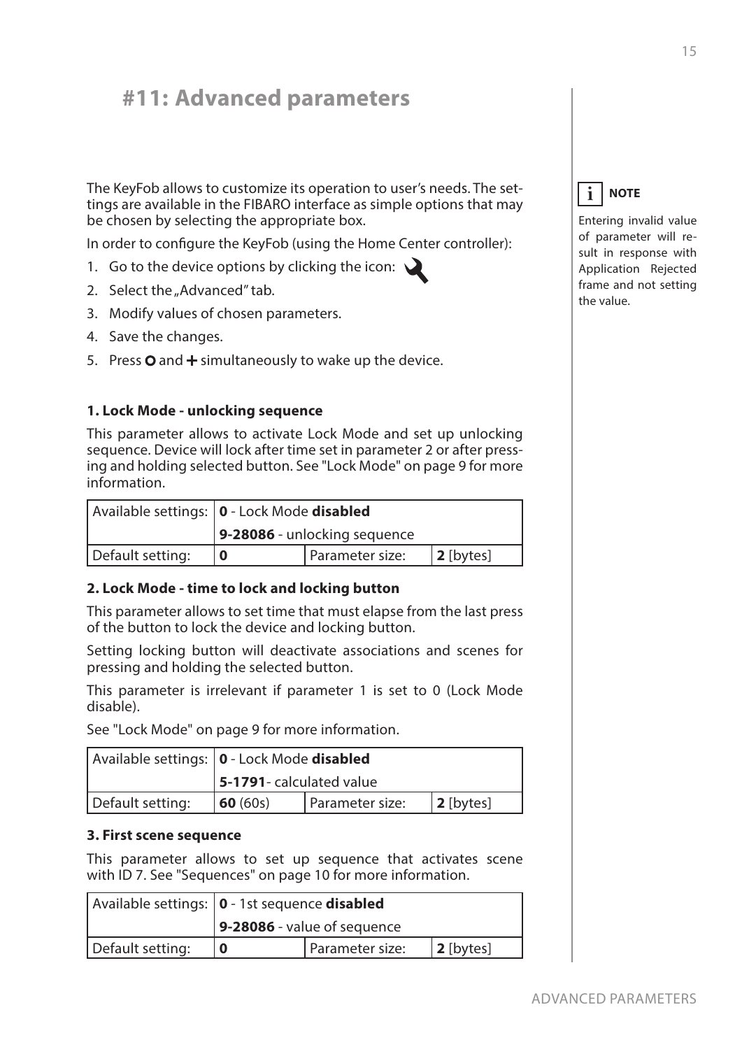# #11: Advanced parameters

The KeyFob allows to customize its operation to user's needs. The settings are available in the FIBARO interface as simple options that may be chosen by selecting the appropriate box.

In order to configure the KeyFob (using the Home Center controller):

1. Go to the device options by clicking the icon: 🔧
2. Select the „Advanced" tab.
3. Modify values of chosen parameters.
4. Save the changes.
5. Press O and + simultaneously to wake up the device.

**NOTE**

Entering invalid value of parameter will result in response with Application Rejected frame and not setting the value.

### 1. Lock Mode - unlocking sequence

This parameter allows to activate Lock Mode and set up unlocking sequence. Device will lock after time set in parameter 2 or after pressing and holding selected button. See "Lock Mode" on page 9 for more information.

| Available settings: | **0** - Lock Mode **disabled** | | |
|---|---|---|---|
| | **9-28086** - unlocking sequence | | |
| Default setting: | **0** | Parameter size: | **2** [bytes] |

### 2. Lock Mode - time to lock and locking button

This parameter allows to set time that must elapse from the last press of the button to lock the device and locking button.

Setting locking button will deactivate associations and scenes for pressing and holding the selected button.

This parameter is irrelevant if parameter 1 is set to 0 (Lock Mode disable).

See "Lock Mode" on page 9 for more information.

| Available settings: | **0** - Lock Mode **disabled** | | |
|---|---|---|---|
| | **5-1791**- calculated value | | |
| Default setting: | **60** (60s) | Parameter size: | **2** [bytes] |

### 3. First scene sequence

This parameter allows to set up sequence that activates scene with ID 7. See "Sequences" on page 10 for more information.

| Available settings: | **0** - 1st sequence **disabled** | | |
|---|---|---|---|
| | **9-28086** - value of sequence | | |
| Default setting: | **0** | Parameter size: | **2** [bytes] |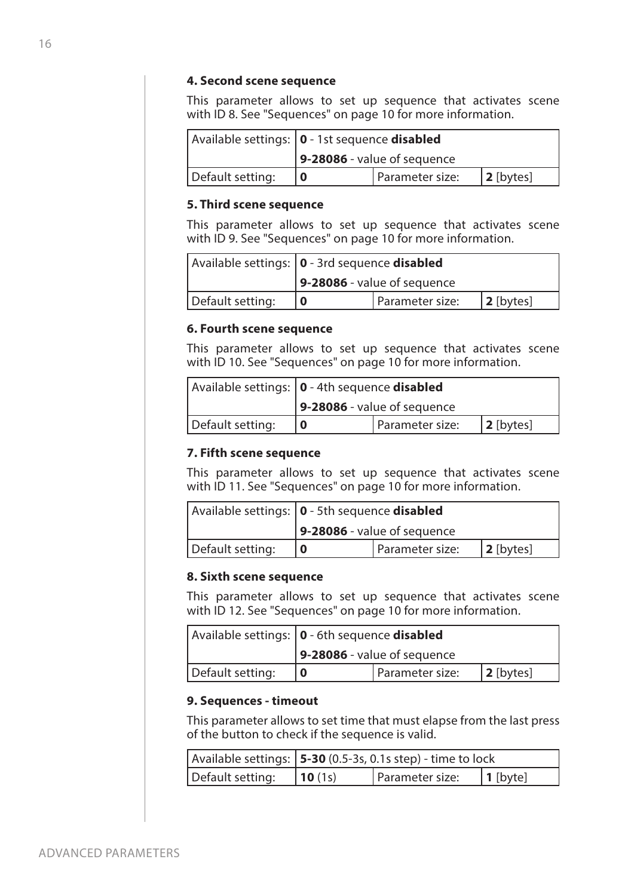#### 4. Second scene sequence

This parameter allows to set up sequence that activates scene with ID 8. See "Sequences" on page 10 for more information.

| Available settings: | **0** - 1st sequence **disabled** | | |
|---|---|---|---|
| | **9-28086** - value of sequence | | |
| Default setting: | **0** | Parameter size: | **2** [bytes] |

#### 5. Third scene sequence

This parameter allows to set up sequence that activates scene with ID 9. See "Sequences" on page 10 for more information.

| Available settings: | **0** - 3rd sequence **disabled** | | |
|---|---|---|---|
| | **9-28086** - value of sequence | | |
| Default setting: | **0** | Parameter size: | **2** [bytes] |

#### 6. Fourth scene sequence

This parameter allows to set up sequence that activates scene with ID 10. See "Sequences" on page 10 for more information.

| Available settings: | **0** - 4th sequence **disabled** | | |
|---|---|---|---|
| | **9-28086** - value of sequence | | |
| Default setting: | **0** | Parameter size: | **2** [bytes] |

#### 7. Fifth scene sequence

This parameter allows to set up sequence that activates scene with ID 11. See "Sequences" on page 10 for more information.

| Available settings: | **0** - 5th sequence **disabled** | | |
|---|---|---|---|
| | **9-28086** - value of sequence | | |
| Default setting: | **0** | Parameter size: | **2** [bytes] |

#### 8. Sixth scene sequence

This parameter allows to set up sequence that activates scene with ID 12. See "Sequences" on page 10 for more information.

| Available settings: | **0** - 6th sequence **disabled** | | |
|---|---|---|---|
| | **9-28086** - value of sequence | | |
| Default setting: | **0** | Parameter size: | **2** [bytes] |

#### 9. Sequences - timeout

This parameter allows to set time that must elapse from the last press of the button to check if the sequence is valid.

| Available settings: | **5-30** (0.5-3s, 0.1s step) - time to lock | | |
|---|---|---|---|
| Default setting: | **10** (1s) | Parameter size: | **1** [byte] |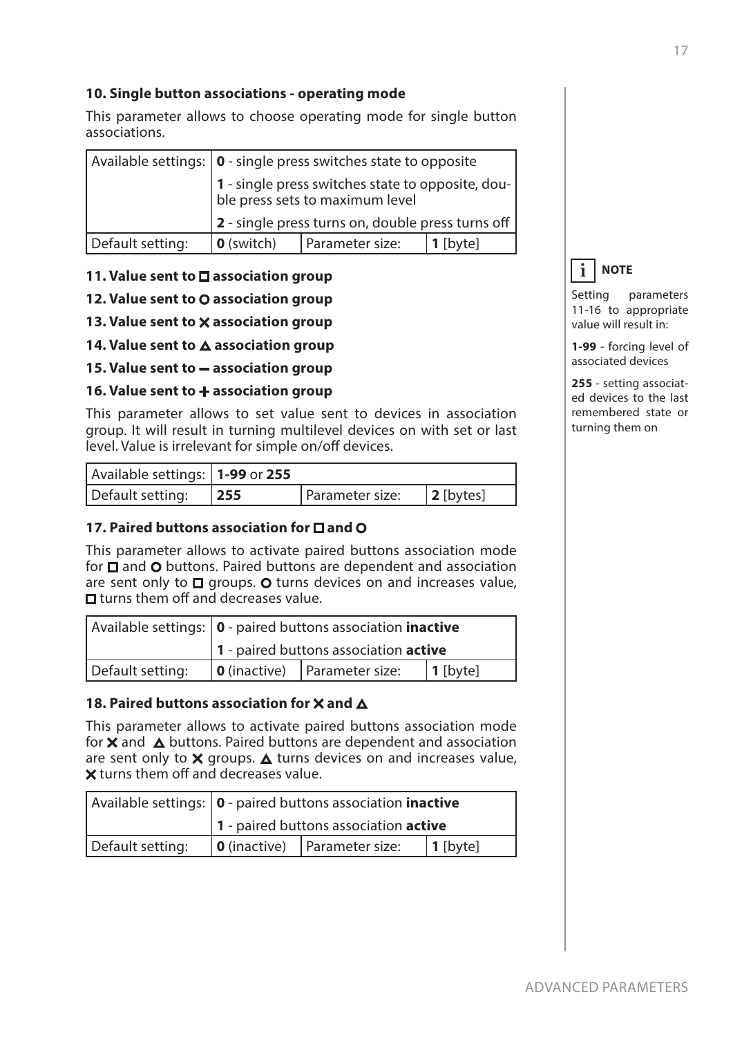### 10. Single button associations - operating mode

This parameter allows to choose operating mode for single button associations.

| Available settings: | **0** - single press switches state to opposite | | |
|---|---|---|---|
| | **1** - single press switches state to opposite, double press sets to maximum level | | |
| | **2** - single press turns on, double press turns off | | |
| Default setting: | **0** (switch) | Parameter size: | **1** [byte] |

### 11. Value sent to □ association group

### 12. Value sent to ○ association group

### 13. Value sent to ✕ association group

### 14. Value sent to △ association group

### 15. Value sent to − association group

### 16. Value sent to + association group

This parameter allows to set value sent to devices in association group. It will result in turning multilevel devices on with set or last level. Value is irrelevant for simple on/off devices.

| Available settings: | **1-99** or **255** | | |
|---|---|---|---|
| Default setting: | **255** | Parameter size: | **2** [bytes] |

> **NOTE**
>
> Setting parameters 11-16 to appropriate value will result in:
>
> **1-99** - forcing level of associated devices
>
> **255** - setting associated devices to the last remembered state or turning them on

### 17. Paired buttons association for □ and ○

This parameter allows to activate paired buttons association mode for □ and ○ buttons. Paired buttons are dependent and association are sent only to □ groups. ○ turns devices on and increases value, □ turns them off and decreases value.

| Available settings: | **0** - paired buttons association **inactive** | | |
|---|---|---|---|
| | **1** - paired buttons association **active** | | |
| Default setting: | **0** (inactive) | Parameter size: | **1** [byte] |

### 18. Paired buttons association for ✕ and △

This parameter allows to activate paired buttons association mode for ✕ and △ buttons. Paired buttons are dependent and association are sent only to ✕ groups. △ turns devices on and increases value, ✕ turns them off and decreases value.

| Available settings: | **0** - paired buttons association **inactive** | | |
|---|---|---|---|
| | **1** - paired buttons association **active** | | |
| Default setting: | **0** (inactive) | Parameter size: | **1** [byte] |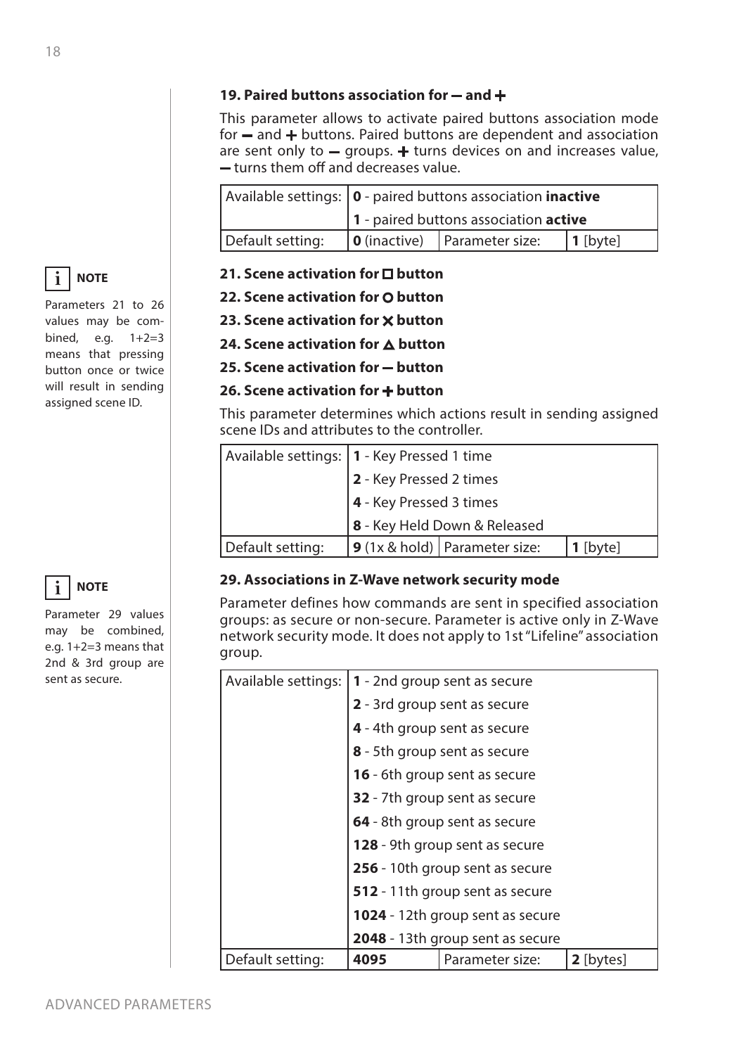### 19. Paired buttons association for — and +

This parameter allows to activate paired buttons association mode for — and + buttons. Paired buttons are dependent and association are sent only to — groups. + turns devices on and increases value, — turns them off and decreases value.

| Available settings: | **0** - paired buttons association **inactive** | | |
|---|---|---|---|
| | **1** - paired buttons association **active** | | |
| Default setting: | **0** (inactive) | Parameter size: | **1** [byte] |

> **NOTE**
> Parameters 21 to 26 values may be combined, e.g. 1+2=3 means that pressing button once or twice will result in sending assigned scene ID.

### 21. Scene activation for □ button

### 22. Scene activation for ○ button

### 23. Scene activation for ✕ button

### 24. Scene activation for △ button

### 25. Scene activation for — button

### 26. Scene activation for + button

This parameter determines which actions result in sending assigned scene IDs and attributes to the controller.

| Available settings: | **1** - Key Pressed 1 time | | |
|---|---|---|---|
| | **2** - Key Pressed 2 times | | |
| | **4** - Key Pressed 3 times | | |
| | **8** - Key Held Down & Released | | |
| Default setting: | **9** (1x & hold) | Parameter size: | **1** [byte] |

> **NOTE**
> Parameter 29 values may be combined, e.g. 1+2=3 means that 2nd & 3rd group are sent as secure.

### 29. Associations in Z-Wave network security mode

Parameter defines how commands are sent in specified association groups: as secure or non-secure. Parameter is active only in Z-Wave network security mode. It does not apply to 1st "Lifeline" association group.

| Available settings: | **1** - 2nd group sent as secure | | |
|---|---|---|---|
| | **2** - 3rd group sent as secure | | |
| | **4** - 4th group sent as secure | | |
| | **8** - 5th group sent as secure | | |
| | **16** - 6th group sent as secure | | |
| | **32** - 7th group sent as secure | | |
| | **64** - 8th group sent as secure | | |
| | **128** - 9th group sent as secure | | |
| | **256** - 10th group sent as secure | | |
| | **512** - 11th group sent as secure | | |
| | **1024** - 12th group sent as secure | | |
| | **2048** - 13th group sent as secure | | |
| Default setting: | **4095** | Parameter size: | **2** [bytes] |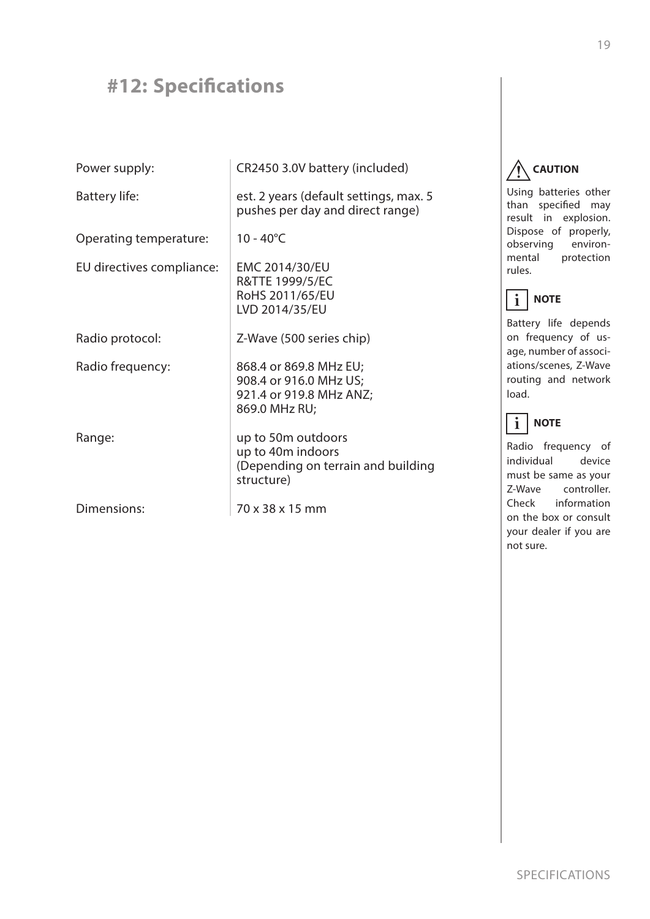# #12: Specifications

| | |
|---|---|
| Power supply: | CR2450 3.0V battery (included) |
| Battery life: | est. 2 years (default settings, max. 5 pushes per day and direct range) |
| Operating temperature: | 10 - 40°C |
| EU directives compliance: | EMC 2014/30/EU<br>R&TTE 1999/5/EC<br>RoHS 2011/65/EU<br>LVD 2014/35/EU |
| Radio protocol: | Z-Wave (500 series chip) |
| Radio frequency: | 868.4 or 869.8 MHz EU;<br>908.4 or 916.0 MHz US;<br>921.4 or 919.8 MHz ANZ;<br>869.0 MHz RU; |
| Range: | up to 50m outdoors<br>up to 40m indoors<br>(Depending on terrain and building structure) |
| Dimensions: | 70 x 38 x 15 mm |

**CAUTION**

Using batteries other than specified may result in explosion. Dispose of properly, observing environmental protection rules.

**NOTE**

Battery life depends on frequency of usage, number of associations/scenes, Z-Wave routing and network load.

**NOTE**

Radio frequency of individual device must be same as your Z-Wave controller. Check information on the box or consult your dealer if you are not sure.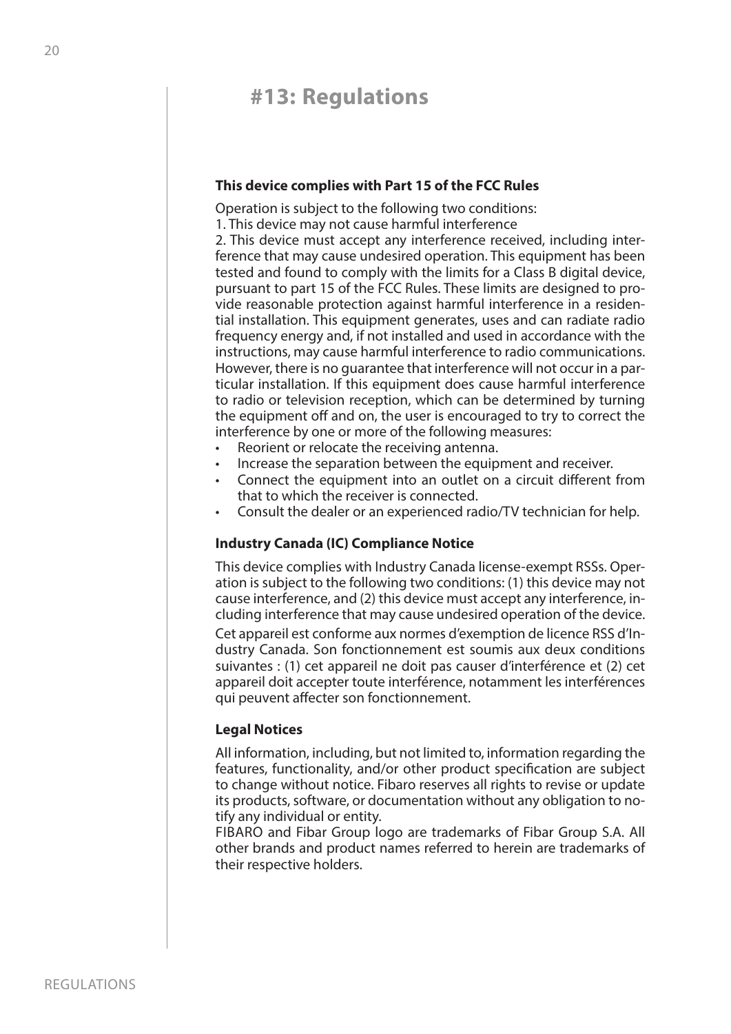# #13: Regulations

**This device complies with Part 15 of the FCC Rules**

Operation is subject to the following two conditions:
1. This device may not cause harmful interference
2. This device must accept any interference received, including interference that may cause undesired operation. This equipment has been tested and found to comply with the limits for a Class B digital device, pursuant to part 15 of the FCC Rules. These limits are designed to provide reasonable protection against harmful interference in a residential installation. This equipment generates, uses and can radiate radio frequency energy and, if not installed and used in accordance with the instructions, may cause harmful interference to radio communications. However, there is no guarantee that interference will not occur in a particular installation. If this equipment does cause harmful interference to radio or television reception, which can be determined by turning the equipment off and on, the user is encouraged to try to correct the interference by one or more of the following measures:

- Reorient or relocate the receiving antenna.
- Increase the separation between the equipment and receiver.
- Connect the equipment into an outlet on a circuit different from that to which the receiver is connected.
- Consult the dealer or an experienced radio/TV technician for help.

**Industry Canada (IC) Compliance Notice**

This device complies with Industry Canada license-exempt RSSs. Operation is subject to the following two conditions: (1) this device may not cause interference, and (2) this device must accept any interference, including interference that may cause undesired operation of the device.

Cet appareil est conforme aux normes d'exemption de licence RSS d'Industry Canada. Son fonctionnement est soumis aux deux conditions suivantes : (1) cet appareil ne doit pas causer d'interférence et (2) cet appareil doit accepter toute interférence, notamment les interférences qui peuvent affecter son fonctionnement.

**Legal Notices**

All information, including, but not limited to, information regarding the features, functionality, and/or other product specification are subject to change without notice. Fibaro reserves all rights to revise or update its products, software, or documentation without any obligation to notify any individual or entity.
FIBARO and Fibar Group logo are trademarks of Fibar Group S.A. All other brands and product names referred to herein are trademarks of their respective holders.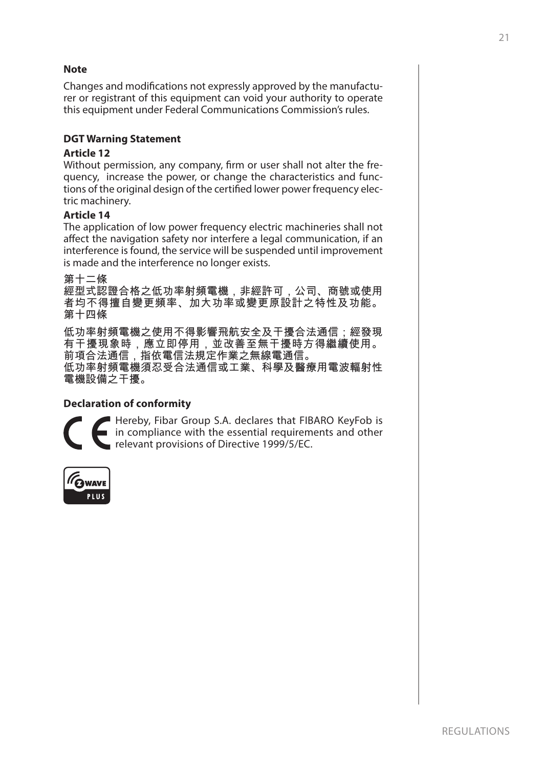**Note**

Changes and modifications not expressly approved by the manufacturer or registrant of this equipment can void your authority to operate this equipment under Federal Communications Commission's rules.

**DGT Warning Statement**

**Article 12**

Without permission, any company, firm or user shall not alter the frequency, increase the power, or change the characteristics and functions of the original design of the certified lower power frequency electric machinery.

**Article 14**

The application of low power frequency electric machineries shall not affect the navigation safety nor interfere a legal communication, if an interference is found, the service will be suspended until improvement is made and the interference no longer exists.

第十二條

經型式認證合格之低功率射頻電機，非經許可，公司、商號或使用者均不得擅自變更頻率、加大功率或變更原設計之特性及功能。

第十四條

低功率射頻電機之使用不得影響飛航安全及干擾合法通信；經發現有干擾現象時，應立即停用，並改善至無干擾時方得繼續使用。

前項合法通信，指依電信法規定作業之無線電通信。

低功率射頻電機須忍受合法通信或工業、科學及醫療用電波輻射性電機設備之干擾。

**Declaration of conformity**

CE Hereby, Fibar Group S.A. declares that FIBARO KeyFob is in compliance with the essential requirements and other relevant provisions of Directive 1999/5/EC.

Z-WAVE PLUS